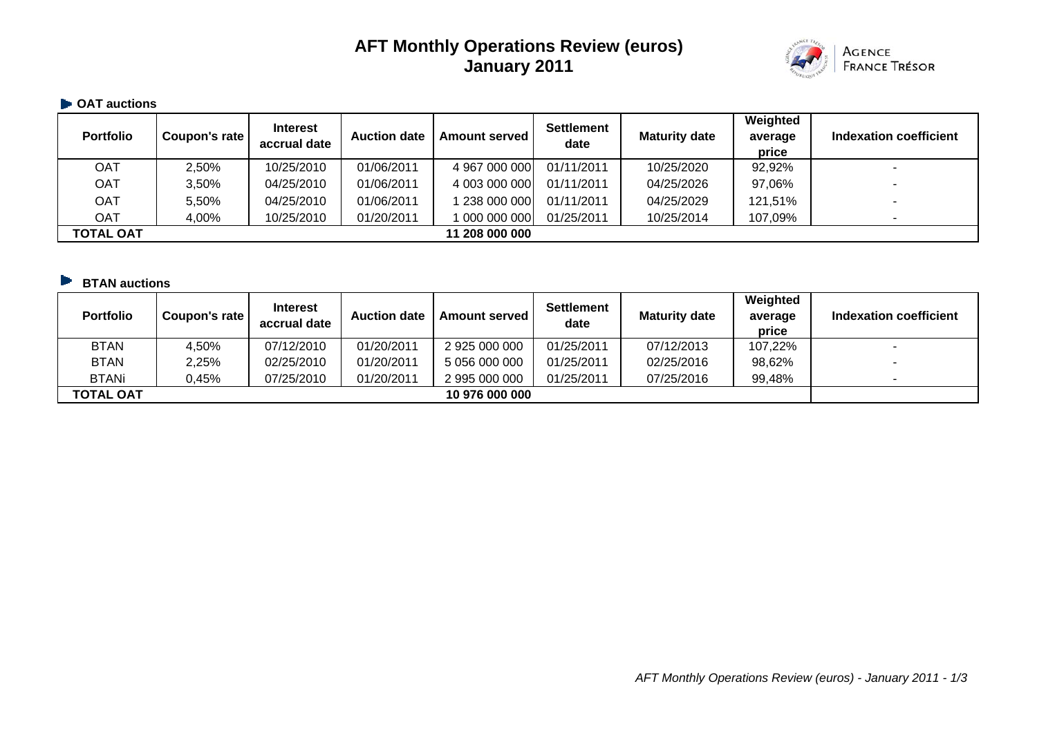# AFT Monthly Operations Review (euros)
## January 2011

AGENCE FRANCE TRÉSOR

### OAT auctions

| Portfolio | Coupon's rate | Interest accrual date | Auction date | Amount served | Settlement date | Maturity date | Weighted average price | Indexation coefficient |
|---|---|---|---|---|---|---|---|---|
| OAT | 2,50% | 10/25/2010 | 01/06/2011 | 4 967 000 000 | 01/11/2011 | 10/25/2020 | 92,92% | - |
| OAT | 3,50% | 04/25/2010 | 01/06/2011 | 4 003 000 000 | 01/11/2011 | 04/25/2026 | 97,06% | - |
| OAT | 5,50% | 04/25/2010 | 01/06/2011 | 1 238 000 000 | 01/11/2011 | 04/25/2029 | 121,51% | - |
| OAT | 4,00% | 10/25/2010 | 01/20/2011 | 1 000 000 000 | 01/25/2011 | 10/25/2014 | 107,09% | - |
| **TOTAL OAT** | | | | **11 208 000 000** | | | | |

### BTAN auctions

| Portfolio | Coupon's rate | Interest accrual date | Auction date | Amount served | Settlement date | Maturity date | Weighted average price | Indexation coefficient |
|---|---|---|---|---|---|---|---|---|
| BTAN | 4,50% | 07/12/2010 | 01/20/2011 | 2 925 000 000 | 01/25/2011 | 07/12/2013 | 107,22% | - |
| BTAN | 2,25% | 02/25/2010 | 01/20/2011 | 5 056 000 000 | 01/25/2011 | 02/25/2016 | 98,62% | - |
| BTANi | 0,45% | 07/25/2010 | 01/20/2011 | 2 995 000 000 | 01/25/2011 | 07/25/2016 | 99,48% | - |
| **TOTAL OAT** | | | | **10 976 000 000** | | | | |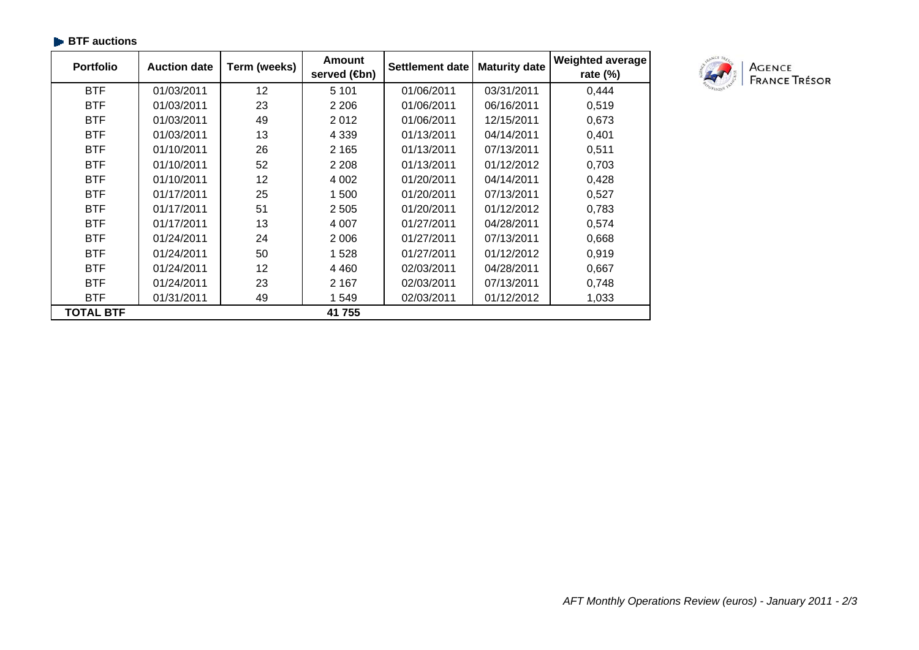### BTF auctions

| Portfolio | Auction date | Term (weeks) | Amount served (€bn) | Settlement date | Maturity date | Weighted average rate (%) |
|---|---|---|---|---|---|---|
| BTF | 01/03/2011 | 12 | 5 101 | 01/06/2011 | 03/31/2011 | 0,444 |
| BTF | 01/03/2011 | 23 | 2 206 | 01/06/2011 | 06/16/2011 | 0,519 |
| BTF | 01/03/2011 | 49 | 2 012 | 01/06/2011 | 12/15/2011 | 0,673 |
| BTF | 01/03/2011 | 13 | 4 339 | 01/13/2011 | 04/14/2011 | 0,401 |
| BTF | 01/10/2011 | 26 | 2 165 | 01/13/2011 | 07/13/2011 | 0,511 |
| BTF | 01/10/2011 | 52 | 2 208 | 01/13/2011 | 01/12/2012 | 0,703 |
| BTF | 01/10/2011 | 12 | 4 002 | 01/20/2011 | 04/14/2011 | 0,428 |
| BTF | 01/17/2011 | 25 | 1 500 | 01/20/2011 | 07/13/2011 | 0,527 |
| BTF | 01/17/2011 | 51 | 2 505 | 01/20/2011 | 01/12/2012 | 0,783 |
| BTF | 01/17/2011 | 13 | 4 007 | 01/27/2011 | 04/28/2011 | 0,574 |
| BTF | 01/24/2011 | 24 | 2 006 | 01/27/2011 | 07/13/2011 | 0,668 |
| BTF | 01/24/2011 | 50 | 1 528 | 01/27/2011 | 01/12/2012 | 0,919 |
| BTF | 01/24/2011 | 12 | 4 460 | 02/03/2011 | 04/28/2011 | 0,667 |
| BTF | 01/24/2011 | 23 | 2 167 | 02/03/2011 | 07/13/2011 | 0,748 |
| BTF | 01/31/2011 | 49 | 1 549 | 02/03/2011 | 01/12/2012 | 1,033 |
| **TOTAL BTF** | | | **41 755** | | | |

AGENCE FRANCE TRÉSOR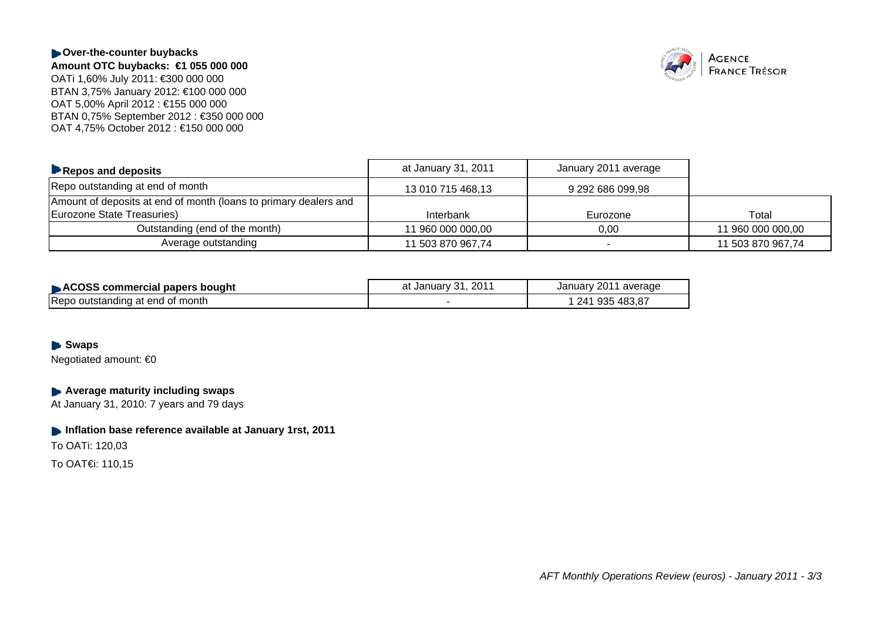### Over-the-counter buybacks

**Amount OTC buybacks: €1 055 000 000**

OATi 1,60% July 2011: €300 000 000
BTAN 3,75% January 2012: €100 000 000
OAT 5,00% April 2012 : €155 000 000
BTAN 0,75% September 2012 : €350 000 000
OAT 4,75% October 2012 : €150 000 000

| Repos and deposits | at January 31, 2011 | January 2011 average | |
|---|---|---|---|
| Repo outstanding at end of month | 13 010 715 468,13 | 9 292 686 099,98 | |
| Amount of deposits at end of month (loans to primary dealers and Eurozone State Treasuries) | Interbank | Eurozone | Total |
| Outstanding (end of the month) | 11 960 000 000,00 | 0,00 | 11 960 000 000,00 |
| Average outstanding | 11 503 870 967,74 | - | 11 503 870 967,74 |

| ACOSS commercial papers bought | at January 31, 2011 | January 2011 average |
|---|---|---|
| Repo outstanding at end of month | - | 1 241 935 483,87 |

### Swaps

Negotiated amount: €0

### Average maturity including swaps

At January 31, 2010: 7 years and 79 days

### Inflation base reference available at January 1rst, 2011

To OATi: 120,03

To OAT€i: 110,15